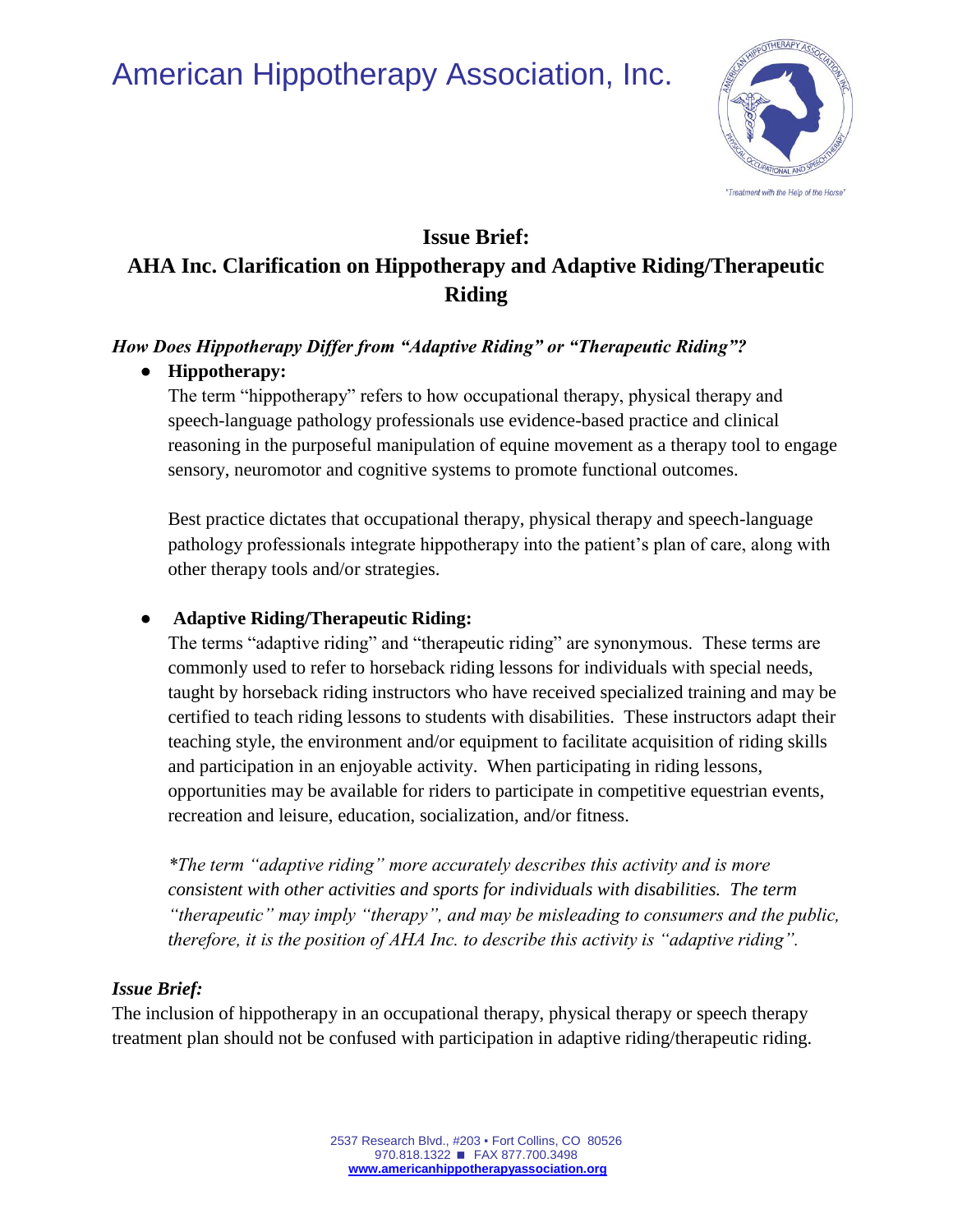# American Hippotherapy Association, Inc.

"Treatment with the Help of the Horse"

## Issue Brief:
## AHA Inc. Clarification on Hippotherapy and Adaptive Riding/Therapeutic Riding

***How Does Hippotherapy Differ from "Adaptive Riding" or "Therapeutic Riding"?***

- **Hippotherapy:**

  The term "hippotherapy" refers to how occupational therapy, physical therapy and speech-language pathology professionals use evidence-based practice and clinical reasoning in the purposeful manipulation of equine movement as a therapy tool to engage sensory, neuromotor and cognitive systems to promote functional outcomes.

  Best practice dictates that occupational therapy, physical therapy and speech-language pathology professionals integrate hippotherapy into the patient's plan of care, along with other therapy tools and/or strategies.

- **Adaptive Riding/Therapeutic Riding:**

  The terms "adaptive riding" and "therapeutic riding" are synonymous. These terms are commonly used to refer to horseback riding lessons for individuals with special needs, taught by horseback riding instructors who have received specialized training and may be certified to teach riding lessons to students with disabilities. These instructors adapt their teaching style, the environment and/or equipment to facilitate acquisition of riding skills and participation in an enjoyable activity. When participating in riding lessons, opportunities may be available for riders to participate in competitive equestrian events, recreation and leisure, education, socialization, and/or fitness.

  *\*The term "adaptive riding" more accurately describes this activity and is more consistent with other activities and sports for individuals with disabilities. The term "therapeutic" may imply "therapy", and may be misleading to consumers and the public, therefore, it is the position of AHA Inc. to describe this activity is "adaptive riding".*

***Issue Brief:***

The inclusion of hippotherapy in an occupational therapy, physical therapy or speech therapy treatment plan should not be confused with participation in adaptive riding/therapeutic riding.

2537 Research Blvd., #203 ▪ Fort Collins, CO 80526
970.818.1322 ■ FAX 877.700.3498
www.americanhippotherapyassociation.org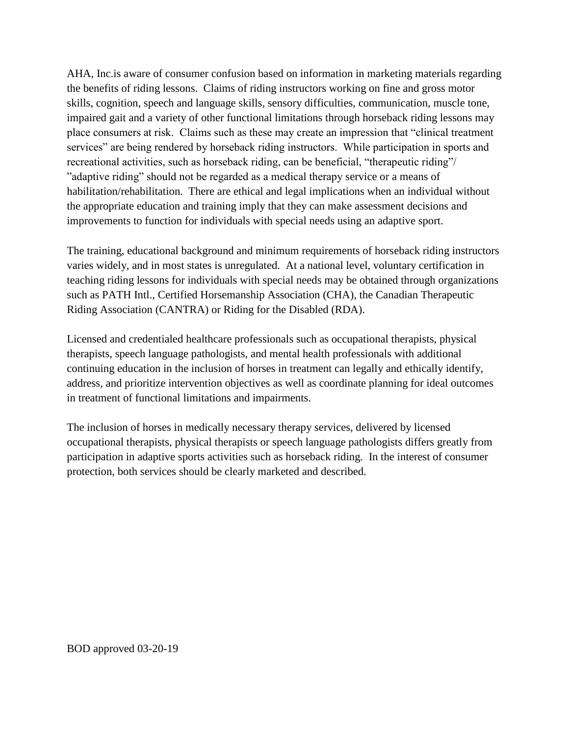AHA, Inc.is aware of consumer confusion based on information in marketing materials regarding the benefits of riding lessons. Claims of riding instructors working on fine and gross motor skills, cognition, speech and language skills, sensory difficulties, communication, muscle tone, impaired gait and a variety of other functional limitations through horseback riding lessons may place consumers at risk. Claims such as these may create an impression that "clinical treatment services" are being rendered by horseback riding instructors. While participation in sports and recreational activities, such as horseback riding, can be beneficial, "therapeutic riding"/ "adaptive riding" should not be regarded as a medical therapy service or a means of habilitation/rehabilitation. There are ethical and legal implications when an individual without the appropriate education and training imply that they can make assessment decisions and improvements to function for individuals with special needs using an adaptive sport.

The training, educational background and minimum requirements of horseback riding instructors varies widely, and in most states is unregulated. At a national level, voluntary certification in teaching riding lessons for individuals with special needs may be obtained through organizations such as PATH Intl., Certified Horsemanship Association (CHA), the Canadian Therapeutic Riding Association (CANTRA) or Riding for the Disabled (RDA).

Licensed and credentialed healthcare professionals such as occupational therapists, physical therapists, speech language pathologists, and mental health professionals with additional continuing education in the inclusion of horses in treatment can legally and ethically identify, address, and prioritize intervention objectives as well as coordinate planning for ideal outcomes in treatment of functional limitations and impairments.

The inclusion of horses in medically necessary therapy services, delivered by licensed occupational therapists, physical therapists or speech language pathologists differs greatly from participation in adaptive sports activities such as horseback riding. In the interest of consumer protection, both services should be clearly marketed and described.

BOD approved 03-20-19